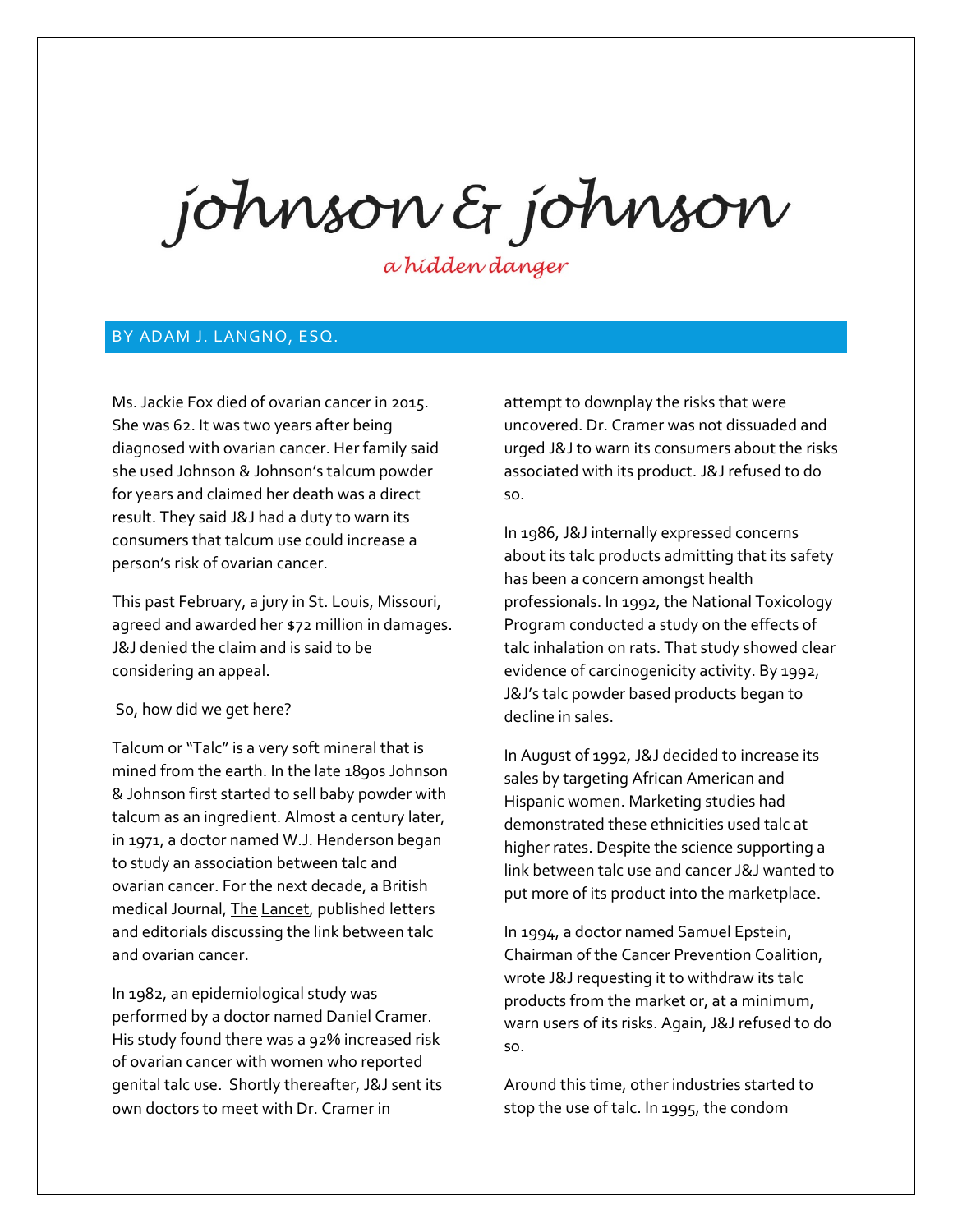# johnson & johnson

*a hidden danger*

BY ADAM J. LANGNO, ESQ.

Ms. Jackie Fox died of ovarian cancer in 2015. She was 62. It was two years after being diagnosed with ovarian cancer. Her family said she used Johnson & Johnson's talcum powder for years and claimed her death was a direct result. They said J&J had a duty to warn its consumers that talcum use could increase a person's risk of ovarian cancer.

This past February, a jury in St. Louis, Missouri, agreed and awarded her $72 million in damages. J&J denied the claim and is said to be considering an appeal.

So, how did we get here?

Talcum or "Talc" is a very soft mineral that is mined from the earth. In the late 1890s Johnson & Johnson first started to sell baby powder with talcum as an ingredient. Almost a century later, in 1971, a doctor named W.J. Henderson began to study an association between talc and ovarian cancer. For the next decade, a British medical Journal, The Lancet, published letters and editorials discussing the link between talc and ovarian cancer.

In 1982, an epidemiological study was performed by a doctor named Daniel Cramer. His study found there was a 92% increased risk of ovarian cancer with women who reported genital talc use. Shortly thereafter, J&J sent its own doctors to meet with Dr. Cramer in attempt to downplay the risks that were uncovered. Dr. Cramer was not dissuaded and urged J&J to warn its consumers about the risks associated with its product. J&J refused to do so.

In 1986, J&J internally expressed concerns about its talc products admitting that its safety has been a concern amongst health professionals. In 1992, the National Toxicology Program conducted a study on the effects of talc inhalation on rats. That study showed clear evidence of carcinogenicity activity. By 1992, J&J's talc powder based products began to decline in sales.

In August of 1992, J&J decided to increase its sales by targeting African American and Hispanic women. Marketing studies had demonstrated these ethnicities used talc at higher rates. Despite the science supporting a link between talc use and cancer J&J wanted to put more of its product into the marketplace.

In 1994, a doctor named Samuel Epstein, Chairman of the Cancer Prevention Coalition, wrote J&J requesting it to withdraw its talc products from the market or, at a minimum, warn users of its risks. Again, J&J refused to do so.

Around this time, other industries started to stop the use of talc. In 1995, the condom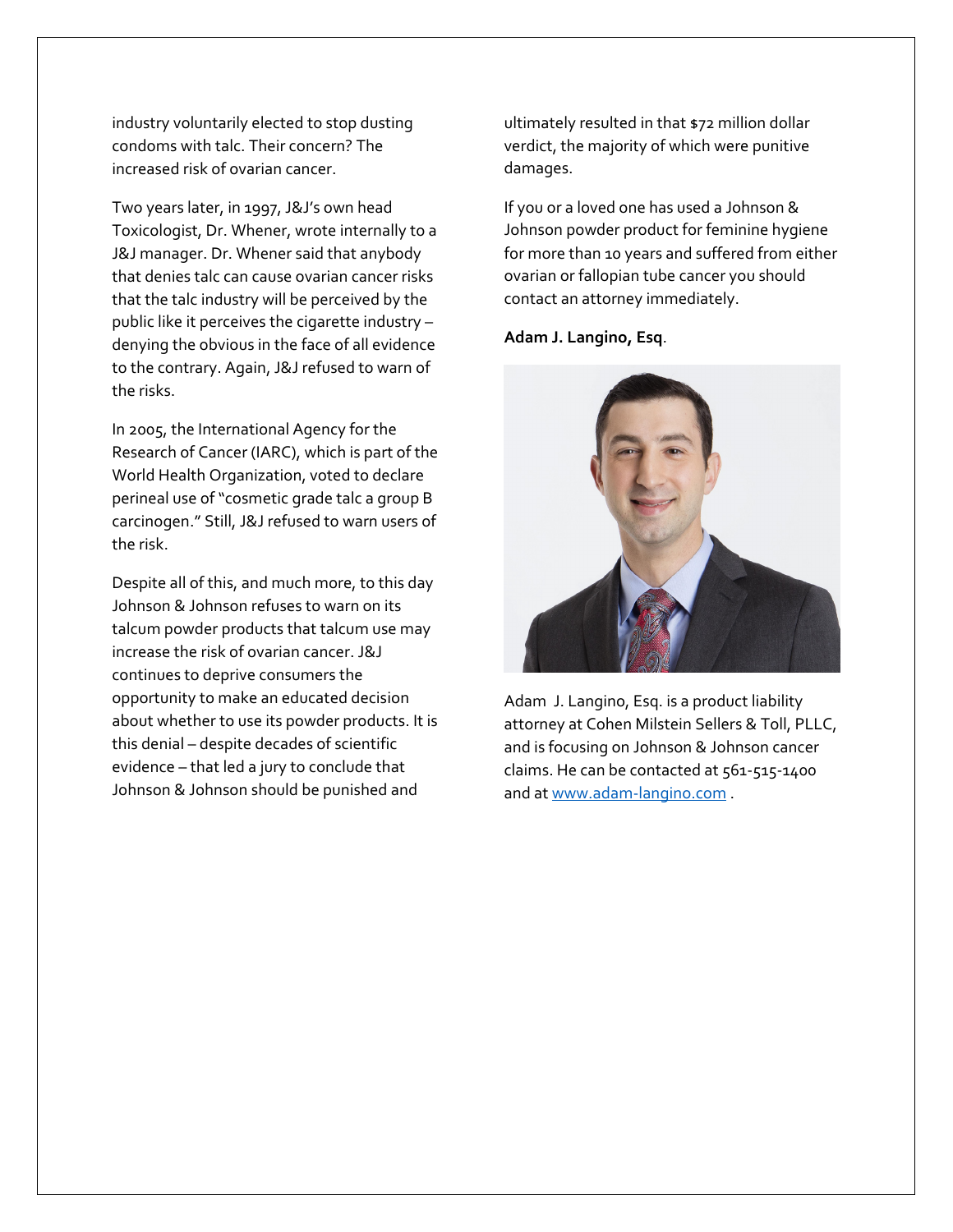industry voluntarily elected to stop dusting condoms with talc. Their concern? The increased risk of ovarian cancer.

Two years later, in 1997, J&J's own head Toxicologist, Dr. Whener, wrote internally to a J&J manager. Dr. Whener said that anybody that denies talc can cause ovarian cancer risks that the talc industry will be perceived by the public like it perceives the cigarette industry – denying the obvious in the face of all evidence to the contrary. Again, J&J refused to warn of the risks.

In 2005, the International Agency for the Research of Cancer (IARC), which is part of the World Health Organization, voted to declare perineal use of "cosmetic grade talc a group B carcinogen." Still, J&J refused to warn users of the risk.

Despite all of this, and much more, to this day Johnson & Johnson refuses to warn on its talcum powder products that talcum use may increase the risk of ovarian cancer. J&J continues to deprive consumers the opportunity to make an educated decision about whether to use its powder products. It is this denial – despite decades of scientific evidence – that led a jury to conclude that Johnson & Johnson should be punished and ultimately resulted in that $72 million dollar verdict, the majority of which were punitive damages.

If you or a loved one has used a Johnson & Johnson powder product for feminine hygiene for more than 10 years and suffered from either ovarian or fallopian tube cancer you should contact an attorney immediately.

**Adam J. Langino, Esq**.

Adam J. Langino, Esq. is a product liability attorney at Cohen Milstein Sellers & Toll, PLLC, and is focusing on Johnson & Johnson cancer claims. He can be contacted at 561-515-1400 and at [www.adam-langino.com](http://www.adam-langino.com) .